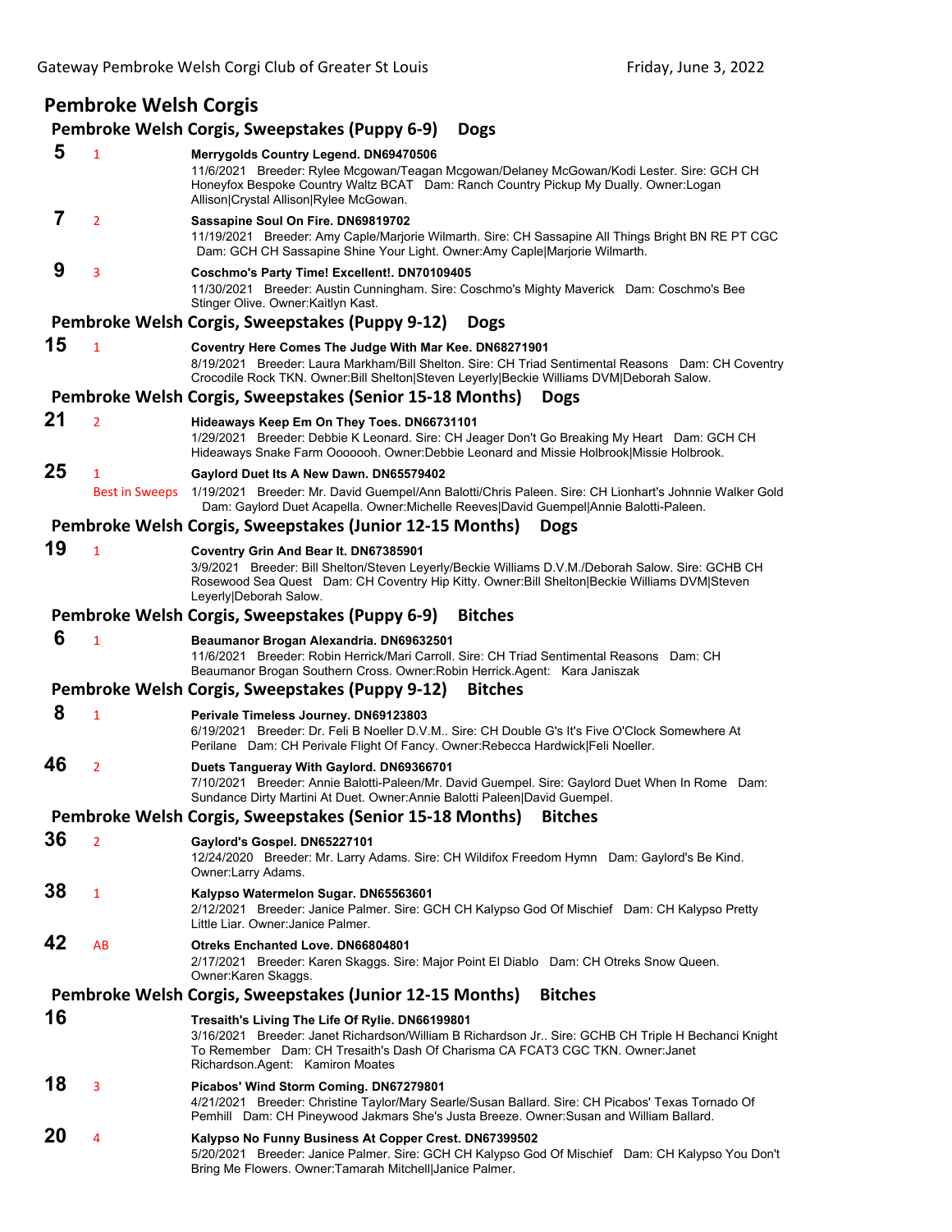## Pembroke Welsh Corgis

### Pembroke Welsh Corgis, Sweepstakes (Puppy 6-9) Dogs

**5** 1 **Merrygolds Country Legend. DN69470506**
11/6/2021 Breeder: Rylee Mcgowan/Teagan Mcgowan/Delaney McGowan/Kodi Lester. Sire: GCH CH Honeyfox Bespoke Country Waltz BCAT Dam: Ranch Country Pickup My Dually. Owner:Logan Allison|Crystal Allison|Rylee McGowan.

**7** 2 **Sassapine Soul On Fire. DN69819702**
11/19/2021 Breeder: Amy Caple/Marjorie Wilmarth. Sire: CH Sassapine All Things Bright BN RE PT CGC Dam: GCH CH Sassapine Shine Your Light. Owner:Amy Caple|Marjorie Wilmarth.

**9** 3 **Coschmo's Party Time! Excellent!. DN70109405**
11/30/2021 Breeder: Austin Cunningham. Sire: Coschmo's Mighty Maverick Dam: Coschmo's Bee Stinger Olive. Owner:Kaitlyn Kast.

### Pembroke Welsh Corgis, Sweepstakes (Puppy 9-12) Dogs

**15** 1 **Coventry Here Comes The Judge With Mar Kee. DN68271901**
8/19/2021 Breeder: Laura Markham/Bill Shelton. Sire: CH Triad Sentimental Reasons Dam: CH Coventry Crocodile Rock TKN. Owner:Bill Shelton|Steven Leyerly|Beckie Williams DVM|Deborah Salow.

### Pembroke Welsh Corgis, Sweepstakes (Senior 15-18 Months) Dogs

**21** 2 **Hideaways Keep Em On They Toes. DN66731101**
1/29/2021 Breeder: Debbie K Leonard. Sire: CH Jeager Don't Go Breaking My Heart Dam: GCH CH Hideaways Snake Farm Ooooooh. Owner:Debbie Leonard and Missie Holbrook|Missie Holbrook.

**25** 1 Best in Sweeps **Gaylord Duet Its A New Dawn. DN65579402**
1/19/2021 Breeder: Mr. David Guempel/Ann Balotti/Chris Paleen. Sire: CH Lionhart's Johnnie Walker Gold Dam: Gaylord Duet Acapella. Owner:Michelle Reeves|David Guempel|Annie Balotti-Paleen.

### Pembroke Welsh Corgis, Sweepstakes (Junior 12-15 Months) Dogs

**19** 1 **Coventry Grin And Bear It. DN67385901**
3/9/2021 Breeder: Bill Shelton/Steven Leyerly/Beckie Williams D.V.M./Deborah Salow. Sire: GCHB CH Rosewood Sea Quest Dam: CH Coventry Hip Kitty. Owner:Bill Shelton|Beckie Williams DVM|Steven Leyerly|Deborah Salow.

### Pembroke Welsh Corgis, Sweepstakes (Puppy 6-9) Bitches

**6** 1 **Beaumanor Brogan Alexandria. DN69632501**
11/6/2021 Breeder: Robin Herrick/Mari Carroll. Sire: CH Triad Sentimental Reasons Dam: CH Beaumanor Brogan Southern Cross. Owner:Robin Herrick.Agent: Kara Janiszak

### Pembroke Welsh Corgis, Sweepstakes (Puppy 9-12) Bitches

**8** 1 **Perivale Timeless Journey. DN69123803**
6/19/2021 Breeder: Dr. Feli B Noeller D.V.M.. Sire: CH Double G's It's Five O'Clock Somewhere At Perilane Dam: CH Perivale Flight Of Fancy. Owner:Rebecca Hardwick|Feli Noeller.

**46** 2 **Duets Tangueray With Gaylord. DN69366701**
7/10/2021 Breeder: Annie Balotti-Paleen/Mr. David Guempel. Sire: Gaylord Duet When In Rome Dam: Sundance Dirty Martini At Duet. Owner:Annie Balotti Paleen|David Guempel.

### Pembroke Welsh Corgis, Sweepstakes (Senior 15-18 Months) Bitches

**36** 2 **Gaylord's Gospel. DN65227101**
12/24/2020 Breeder: Mr. Larry Adams. Sire: CH Wildifox Freedom Hymn Dam: Gaylord's Be Kind. Owner:Larry Adams.

**38** 1 **Kalypso Watermelon Sugar. DN65563601**
2/12/2021 Breeder: Janice Palmer. Sire: GCH CH Kalypso God Of Mischief Dam: CH Kalypso Pretty Little Liar. Owner:Janice Palmer.

**42** AB **Otreks Enchanted Love. DN66804801**
2/17/2021 Breeder: Karen Skaggs. Sire: Major Point El Diablo Dam: CH Otreks Snow Queen. Owner:Karen Skaggs.

### Pembroke Welsh Corgis, Sweepstakes (Junior 12-15 Months) Bitches

**16** **Tresaith's Living The Life Of Rylie. DN66199801**
3/16/2021 Breeder: Janet Richardson/William B Richardson Jr.. Sire: GCHB CH Triple H Bechanci Knight To Remember Dam: CH Tresaith's Dash Of Charisma CA FCAT3 CGC TKN. Owner:Janet Richardson.Agent: Kamiron Moates

**18** 3 **Picabos' Wind Storm Coming. DN67279801**
4/21/2021 Breeder: Christine Taylor/Mary Searle/Susan Ballard. Sire: CH Picabos' Texas Tornado Of Pemhill Dam: CH Pineywood Jakmars She's Justa Breeze. Owner:Susan and William Ballard.

**20** 4 **Kalypso No Funny Business At Copper Crest. DN67399502**
5/20/2021 Breeder: Janice Palmer. Sire: GCH CH Kalypso God Of Mischief Dam: CH Kalypso You Don't Bring Me Flowers. Owner:Tamarah Mitchell|Janice Palmer.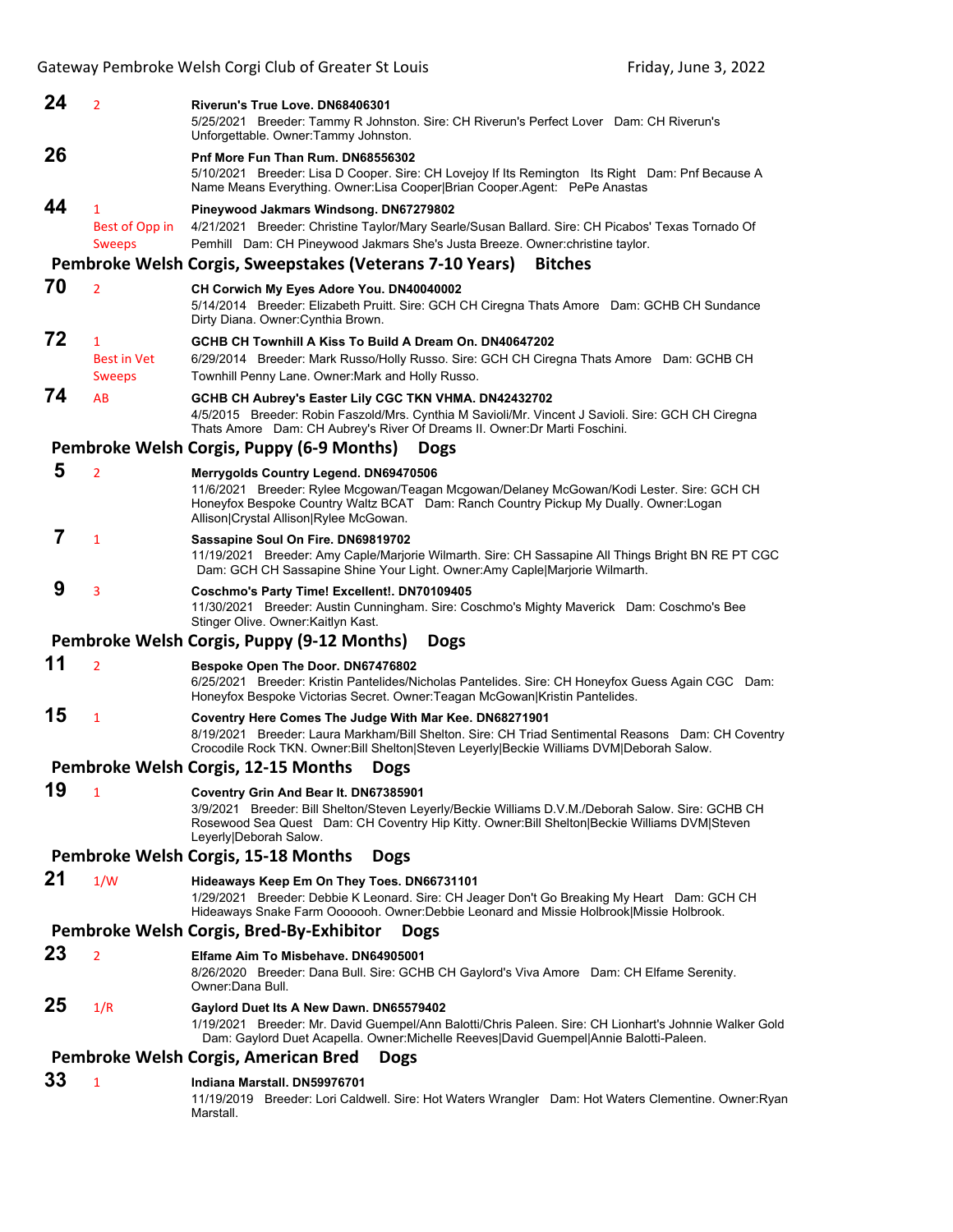**24** 2 **Riverun's True Love. DN68406301**
5/25/2021 Breeder: Tammy R Johnston. Sire: CH Riverun's Perfect Lover Dam: CH Riverun's Unforgettable. Owner:Tammy Johnston.

**26** **Pnf More Fun Than Rum. DN68556302**
5/10/2021 Breeder: Lisa D Cooper. Sire: CH Lovejoy If Its Remington Its Right Dam: Pnf Because A Name Means Everything. Owner:Lisa Cooper|Brian Cooper.Agent: PePe Anastas

**44** 1 Best of Opp in Sweeps **Pineywood Jakmars Windsong. DN67279802**
4/21/2021 Breeder: Christine Taylor/Mary Searle/Susan Ballard. Sire: CH Picabos' Texas Tornado Of Pemhill Dam: CH Pineywood Jakmars She's Justa Breeze. Owner:christine taylor.

### Pembroke Welsh Corgis, Sweepstakes (Veterans 7-10 Years) Bitches

**70** 2 **CH Corwich My Eyes Adore You. DN40040002**
5/14/2014 Breeder: Elizabeth Pruitt. Sire: GCH CH Ciregna Thats Amore Dam: GCHB CH Sundance Dirty Diana. Owner:Cynthia Brown.

**72** 1 Best in Vet Sweeps **GCHB CH Townhill A Kiss To Build A Dream On. DN40647202**
6/29/2014 Breeder: Mark Russo/Holly Russo. Sire: GCH CH Ciregna Thats Amore Dam: GCHB CH Townhill Penny Lane. Owner:Mark and Holly Russo.

**74** AB **GCHB CH Aubrey's Easter Lily CGC TKN VHMA. DN42432702**
4/5/2015 Breeder: Robin Faszold/Mrs. Cynthia M Savioli/Mr. Vincent J Savioli. Sire: GCH CH Ciregna Thats Amore Dam: CH Aubrey's River Of Dreams II. Owner:Dr Marti Foschini.

### Pembroke Welsh Corgis, Puppy (6-9 Months) Dogs

**5** 2 **Merrygolds Country Legend. DN69470506**
11/6/2021 Breeder: Rylee Mcgowan/Teagan Mcgowan/Delaney McGowan/Kodi Lester. Sire: GCH CH Honeyfox Bespoke Country Waltz BCAT Dam: Ranch Country Pickup My Dually. Owner:Logan Allison|Crystal Allison|Rylee McGowan.

**7** 1 **Sassapine Soul On Fire. DN69819702**
11/19/2021 Breeder: Amy Caple/Marjorie Wilmarth. Sire: CH Sassapine All Things Bright BN RE PT CGC Dam: GCH CH Sassapine Shine Your Light. Owner:Amy Caple|Marjorie Wilmarth.

**9** 3 **Coschmo's Party Time! Excellent!. DN70109405**
11/30/2021 Breeder: Austin Cunningham. Sire: Coschmo's Mighty Maverick Dam: Coschmo's Bee Stinger Olive. Owner:Kaitlyn Kast.

### Pembroke Welsh Corgis, Puppy (9-12 Months) Dogs

**11** 2 **Bespoke Open The Door. DN67476802**
6/25/2021 Breeder: Kristin Pantelides/Nicholas Pantelides. Sire: CH Honeyfox Guess Again CGC Dam: Honeyfox Bespoke Victorias Secret. Owner:Teagan McGowan|Kristin Pantelides.

**15** 1 **Coventry Here Comes The Judge With Mar Kee. DN68271901**
8/19/2021 Breeder: Laura Markham/Bill Shelton. Sire: CH Triad Sentimental Reasons Dam: CH Coventry Crocodile Rock TKN. Owner:Bill Shelton|Steven Leyerly|Beckie Williams DVM|Deborah Salow.

### Pembroke Welsh Corgis, 12-15 Months Dogs

**19** 1 **Coventry Grin And Bear It. DN67385901**
3/9/2021 Breeder: Bill Shelton/Steven Leyerly/Beckie Williams D.V.M./Deborah Salow. Sire: GCHB CH Rosewood Sea Quest Dam: CH Coventry Hip Kitty. Owner:Bill Shelton|Beckie Williams DVM|Steven Leyerly|Deborah Salow.

### Pembroke Welsh Corgis, 15-18 Months Dogs

**21** 1/W **Hideaways Keep Em On They Toes. DN66731101**
1/29/2021 Breeder: Debbie K Leonard. Sire: CH Jeager Don't Go Breaking My Heart Dam: GCH CH Hideaways Snake Farm Ooooooh. Owner:Debbie Leonard and Missie Holbrook|Missie Holbrook.

### Pembroke Welsh Corgis, Bred-By-Exhibitor Dogs

**23** 2 **Elfame Aim To Misbehave. DN64905001**
8/26/2020 Breeder: Dana Bull. Sire: GCHB CH Gaylord's Viva Amore Dam: CH Elfame Serenity. Owner:Dana Bull.

**25** 1/R **Gaylord Duet Its A New Dawn. DN65579402**
1/19/2021 Breeder: Mr. David Guempel/Ann Balotti/Chris Paleen. Sire: CH Lionhart's Johnnie Walker Gold Dam: Gaylord Duet Acapella. Owner:Michelle Reeves|David Guempel|Annie Balotti-Paleen.

### Pembroke Welsh Corgis, American Bred Dogs

**33** 1 **Indiana Marstall. DN59976701**
11/19/2019 Breeder: Lori Caldwell. Sire: Hot Waters Wrangler Dam: Hot Waters Clementine. Owner:Ryan Marstall.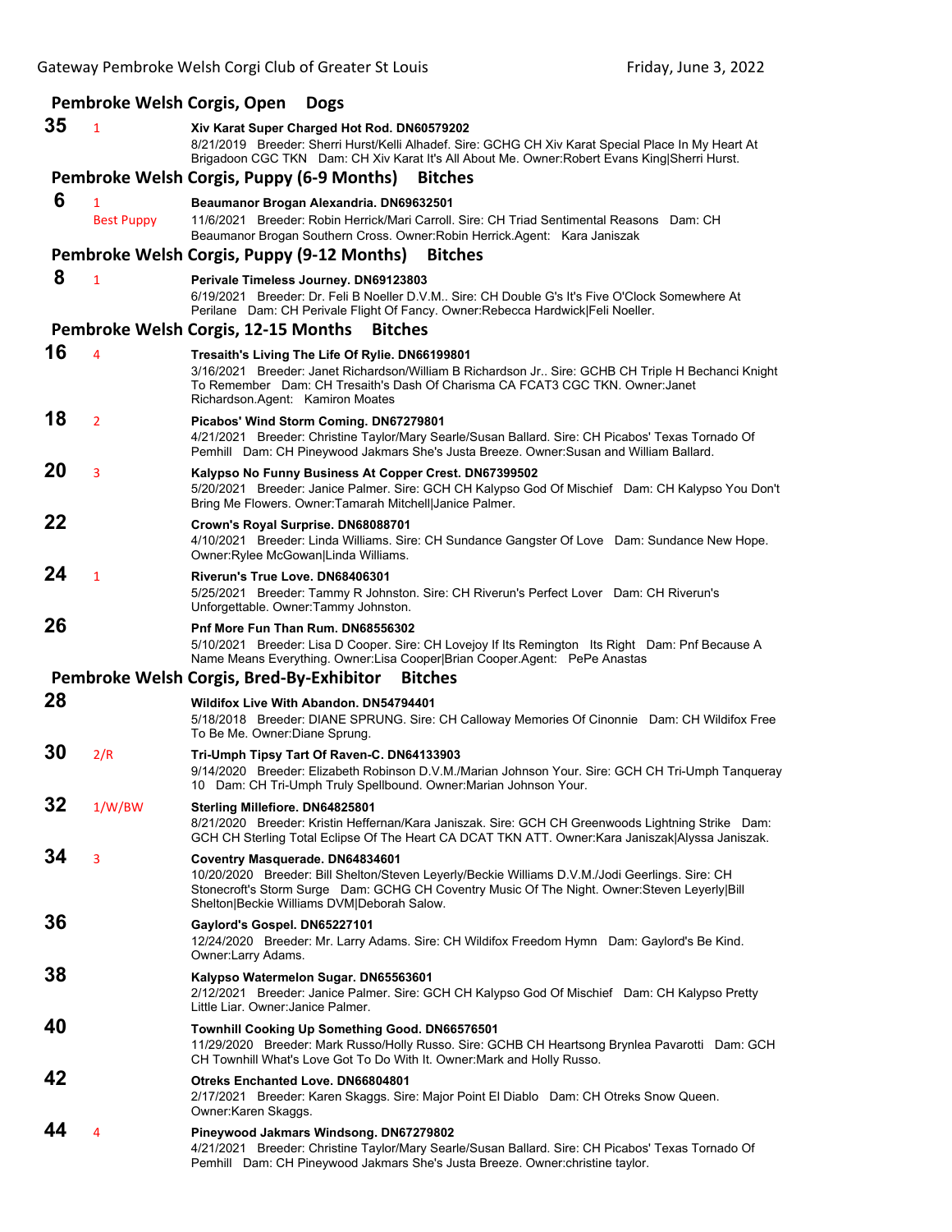## Pembroke Welsh Corgis, Open Dogs

**35** 1 **Xiv Karat Super Charged Hot Rod. DN60579202**
8/21/2019 Breeder: Sherri Hurst/Kelli Alhadef. Sire: GCHG CH Xiv Karat Special Place In My Heart At Brigadoon CGC TKN Dam: CH Xiv Karat It's All About Me. Owner:Robert Evans King|Sherri Hurst.

## Pembroke Welsh Corgis, Puppy (6-9 Months) Bitches

**6** 1 Best Puppy **Beaumanor Brogan Alexandria. DN69632501**
11/6/2021 Breeder: Robin Herrick/Mari Carroll. Sire: CH Triad Sentimental Reasons Dam: CH Beaumanor Brogan Southern Cross. Owner:Robin Herrick.Agent: Kara Janiszak

## Pembroke Welsh Corgis, Puppy (9-12 Months) Bitches

**8** 1 **Perivale Timeless Journey. DN69123803**
6/19/2021 Breeder: Dr. Feli B Noeller D.V.M.. Sire: CH Double G's It's Five O'Clock Somewhere At Perilane Dam: CH Perivale Flight Of Fancy. Owner:Rebecca Hardwick|Feli Noeller.

## Pembroke Welsh Corgis, 12-15 Months Bitches

**16** 4 **Tresaith's Living The Life Of Rylie. DN66199801**
3/16/2021 Breeder: Janet Richardson/William B Richardson Jr.. Sire: GCHB CH Triple H Bechanci Knight To Remember Dam: CH Tresaith's Dash Of Charisma CA FCAT3 CGC TKN. Owner:Janet Richardson.Agent: Kamiron Moates

**18** 2 **Picabos' Wind Storm Coming. DN67279801**
4/21/2021 Breeder: Christine Taylor/Mary Searle/Susan Ballard. Sire: CH Picabos' Texas Tornado Of Pemhill Dam: CH Pineywood Jakmars She's Justa Breeze. Owner:Susan and William Ballard.

**20** 3 **Kalypso No Funny Business At Copper Crest. DN67399502**
5/20/2021 Breeder: Janice Palmer. Sire: GCH CH Kalypso God Of Mischief Dam: CH Kalypso You Don't Bring Me Flowers. Owner:Tamarah Mitchell|Janice Palmer.

**22** **Crown's Royal Surprise. DN68088701**
4/10/2021 Breeder: Linda Williams. Sire: CH Sundance Gangster Of Love Dam: Sundance New Hope. Owner:Rylee McGowan|Linda Williams.

**24** 1 **Riverun's True Love. DN68406301**
5/25/2021 Breeder: Tammy R Johnston. Sire: CH Riverun's Perfect Lover Dam: CH Riverun's Unforgettable. Owner:Tammy Johnston.

**26** **Pnf More Fun Than Rum. DN68556302**
5/10/2021 Breeder: Lisa D Cooper. Sire: CH Lovejoy If Its Remington Its Right Dam: Pnf Because A Name Means Everything. Owner:Lisa Cooper|Brian Cooper.Agent: PePe Anastas

## Pembroke Welsh Corgis, Bred-By-Exhibitor Bitches

**28** **Wildifox Live With Abandon. DN54794401**
5/18/2018 Breeder: DIANE SPRUNG. Sire: CH Calloway Memories Of Cinonnie Dam: CH Wildifox Free To Be Me. Owner:Diane Sprung.

**30** 2/R **Tri-Umph Tipsy Tart Of Raven-C. DN64133903**
9/14/2020 Breeder: Elizabeth Robinson D.V.M./Marian Johnson Your. Sire: GCH CH Tri-Umph Tanqueray 10 Dam: CH Tri-Umph Truly Spellbound. Owner:Marian Johnson Your.

**32** 1/W/BW **Sterling Millefiore. DN64825801**
8/21/2020 Breeder: Kristin Heffernan/Kara Janiszak. Sire: GCH CH Greenwoods Lightning Strike Dam: GCH CH Sterling Total Eclipse Of The Heart CA DCAT TKN ATT. Owner:Kara Janiszak|Alyssa Janiszak.

**34** 3 **Coventry Masquerade. DN64834601**
10/20/2020 Breeder: Bill Shelton/Steven Leyerly/Beckie Williams D.V.M./Jodi Geerlings. Sire: CH Stonecroft's Storm Surge Dam: GCHG CH Coventry Music Of The Night. Owner:Steven Leyerly|Bill Shelton|Beckie Williams DVM|Deborah Salow.

**36** **Gaylord's Gospel. DN65227101**
12/24/2020 Breeder: Mr. Larry Adams. Sire: CH Wildifox Freedom Hymn Dam: Gaylord's Be Kind. Owner:Larry Adams.

**38** **Kalypso Watermelon Sugar. DN65563601**
2/12/2021 Breeder: Janice Palmer. Sire: GCH CH Kalypso God Of Mischief Dam: CH Kalypso Pretty Little Liar. Owner:Janice Palmer.

**40** **Townhill Cooking Up Something Good. DN66576501**
11/29/2020 Breeder: Mark Russo/Holly Russo. Sire: GCHB CH Heartsong Brynlea Pavarotti Dam: GCH CH Townhill What's Love Got To Do With It. Owner:Mark and Holly Russo.

**42** **Otreks Enchanted Love. DN66804801**
2/17/2021 Breeder: Karen Skaggs. Sire: Major Point El Diablo Dam: CH Otreks Snow Queen. Owner:Karen Skaggs.

**44** 4 **Pineywood Jakmars Windsong. DN67279802**
4/21/2021 Breeder: Christine Taylor/Mary Searle/Susan Ballard. Sire: CH Picabos' Texas Tornado Of Pemhill Dam: CH Pineywood Jakmars She's Justa Breeze. Owner:christine taylor.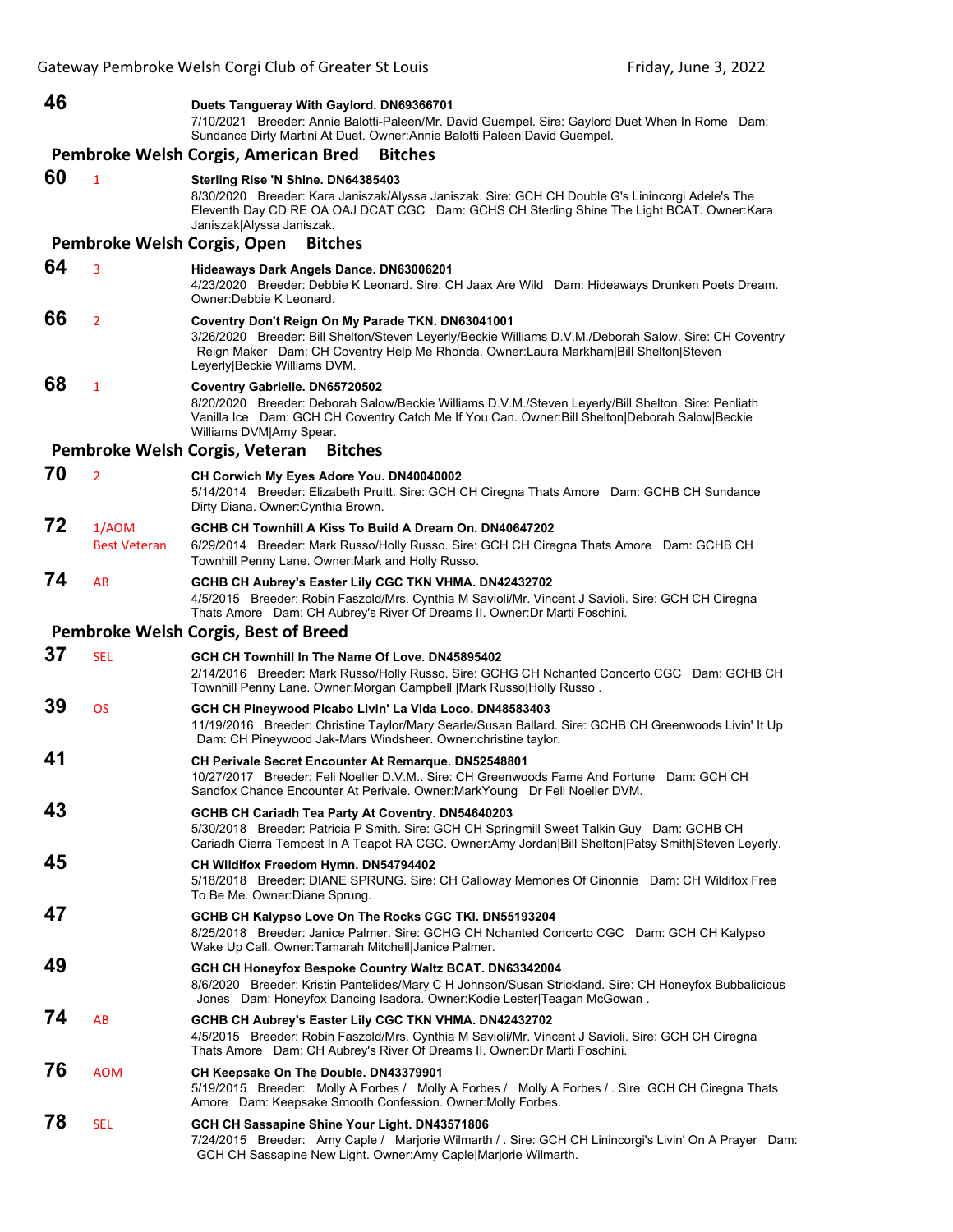**46** Duets Tangueray With Gaylord. DN69366701
7/10/2021 Breeder: Annie Balotti-Paleen/Mr. David Guempel. Sire: Gaylord Duet When In Rome Dam: Sundance Dirty Martini At Duet. Owner:Annie Balotti Paleen|David Guempel.

## Pembroke Welsh Corgis, American Bred Bitches

**60** 1 **Sterling Rise 'N Shine. DN64385403**
8/30/2020 Breeder: Kara Janiszak/Alyssa Janiszak. Sire: GCH CH Double G's Linincorgi Adele's The Eleventh Day CD RE OA OAJ DCAT CGC Dam: GCHS CH Sterling Shine The Light BCAT. Owner:Kara Janiszak|Alyssa Janiszak.

## Pembroke Welsh Corgis, Open Bitches

**64** 3 **Hideaways Dark Angels Dance. DN63006201**
4/23/2020 Breeder: Debbie K Leonard. Sire: CH Jaax Are Wild Dam: Hideaways Drunken Poets Dream. Owner:Debbie K Leonard.

**66** 2 **Coventry Don't Reign On My Parade TKN. DN63041001**
3/26/2020 Breeder: Bill Shelton/Steven Leyerly/Beckie Williams D.V.M./Deborah Salow. Sire: CH Coventry Reign Maker Dam: CH Coventry Help Me Rhonda. Owner:Laura Markham|Bill Shelton|Steven Leyerly|Beckie Williams DVM.

**68** 1 **Coventry Gabrielle. DN65720502**
8/20/2020 Breeder: Deborah Salow/Beckie Williams D.V.M./Steven Leyerly/Bill Shelton. Sire: Penliath Vanilla Ice Dam: GCH CH Coventry Catch Me If You Can. Owner:Bill Shelton|Deborah Salow|Beckie Williams DVM|Amy Spear.

## Pembroke Welsh Corgis, Veteran Bitches

**70** 2 **CH Corwich My Eyes Adore You. DN40040002**
5/14/2014 Breeder: Elizabeth Pruitt. Sire: GCH CH Ciregna Thats Amore Dam: GCHB CH Sundance Dirty Diana. Owner:Cynthia Brown.

**72** 1/AOM Best Veteran **GCHB CH Townhill A Kiss To Build A Dream On. DN40647202**
6/29/2014 Breeder: Mark Russo/Holly Russo. Sire: GCH CH Ciregna Thats Amore Dam: GCHB CH Townhill Penny Lane. Owner:Mark and Holly Russo.

**74** AB **GCHB CH Aubrey's Easter Lily CGC TKN VHMA. DN42432702**
4/5/2015 Breeder: Robin Faszold/Mrs. Cynthia M Savioli/Mr. Vincent J Savioli. Sire: GCH CH Ciregna Thats Amore Dam: CH Aubrey's River Of Dreams II. Owner:Dr Marti Foschini.

## Pembroke Welsh Corgis, Best of Breed

**37** SEL **GCH CH Townhill In The Name Of Love. DN45895402**
2/14/2016 Breeder: Mark Russo/Holly Russo. Sire: GCHG CH Nchanted Concerto CGC Dam: GCHB CH Townhill Penny Lane. Owner:Morgan Campbell |Mark Russo|Holly Russo .

**39** OS **GCH CH Pineywood Picabo Livin' La Vida Loco. DN48583403**
11/19/2016 Breeder: Christine Taylor/Mary Searle/Susan Ballard. Sire: GCHB CH Greenwoods Livin' It Up Dam: CH Pineywood Jak-Mars Windsheer. Owner:christine taylor.

**41** **CH Perivale Secret Encounter At Remarque. DN52548801**
10/27/2017 Breeder: Feli Noeller D.V.M.. Sire: CH Greenwoods Fame And Fortune Dam: GCH CH Sandfox Chance Encounter At Perivale. Owner:MarkYoung Dr Feli Noeller DVM.

**43** **GCHB CH Cariadh Tea Party At Coventry. DN54640203**
5/30/2018 Breeder: Patricia P Smith. Sire: GCH CH Springmill Sweet Talkin Guy Dam: GCHB CH Cariadh Cierra Tempest In A Teapot RA CGC. Owner:Amy Jordan|Bill Shelton|Patsy Smith|Steven Leyerly.

**45** **CH Wildifox Freedom Hymn. DN54794402**
5/18/2018 Breeder: DIANE SPRUNG. Sire: CH Calloway Memories Of Cinonnie Dam: CH Wildifox Free To Be Me. Owner:Diane Sprung.

**47** **GCHB CH Kalypso Love On The Rocks CGC TKI. DN55193204**
8/25/2018 Breeder: Janice Palmer. Sire: GCHG CH Nchanted Concerto CGC Dam: GCH CH Kalypso Wake Up Call. Owner:Tamarah Mitchell|Janice Palmer.

**49** **GCH CH Honeyfox Bespoke Country Waltz BCAT. DN63342004**
8/6/2020 Breeder: Kristin Pantelides/Mary C H Johnson/Susan Strickland. Sire: CH Honeyfox Bubbalicious Jones Dam: Honeyfox Dancing Isadora. Owner:Kodie Lester|Teagan McGowan .

**74** AB **GCHB CH Aubrey's Easter Lily CGC TKN VHMA. DN42432702**
4/5/2015 Breeder: Robin Faszold/Mrs. Cynthia M Savioli/Mr. Vincent J Savioli. Sire: GCH CH Ciregna Thats Amore Dam: CH Aubrey's River Of Dreams II. Owner:Dr Marti Foschini.

**76** AOM **CH Keepsake On The Double. DN43379901**
5/19/2015 Breeder: Molly A Forbes / Molly A Forbes / Molly A Forbes / . Sire: GCH CH Ciregna Thats Amore Dam: Keepsake Smooth Confession. Owner:Molly Forbes.

**78** SEL **GCH CH Sassapine Shine Your Light. DN43571806**
7/24/2015 Breeder: Amy Caple / Marjorie Wilmarth / . Sire: GCH CH Linincorgi's Livin' On A Prayer Dam: GCH CH Sassapine New Light. Owner:Amy Caple|Marjorie Wilmarth.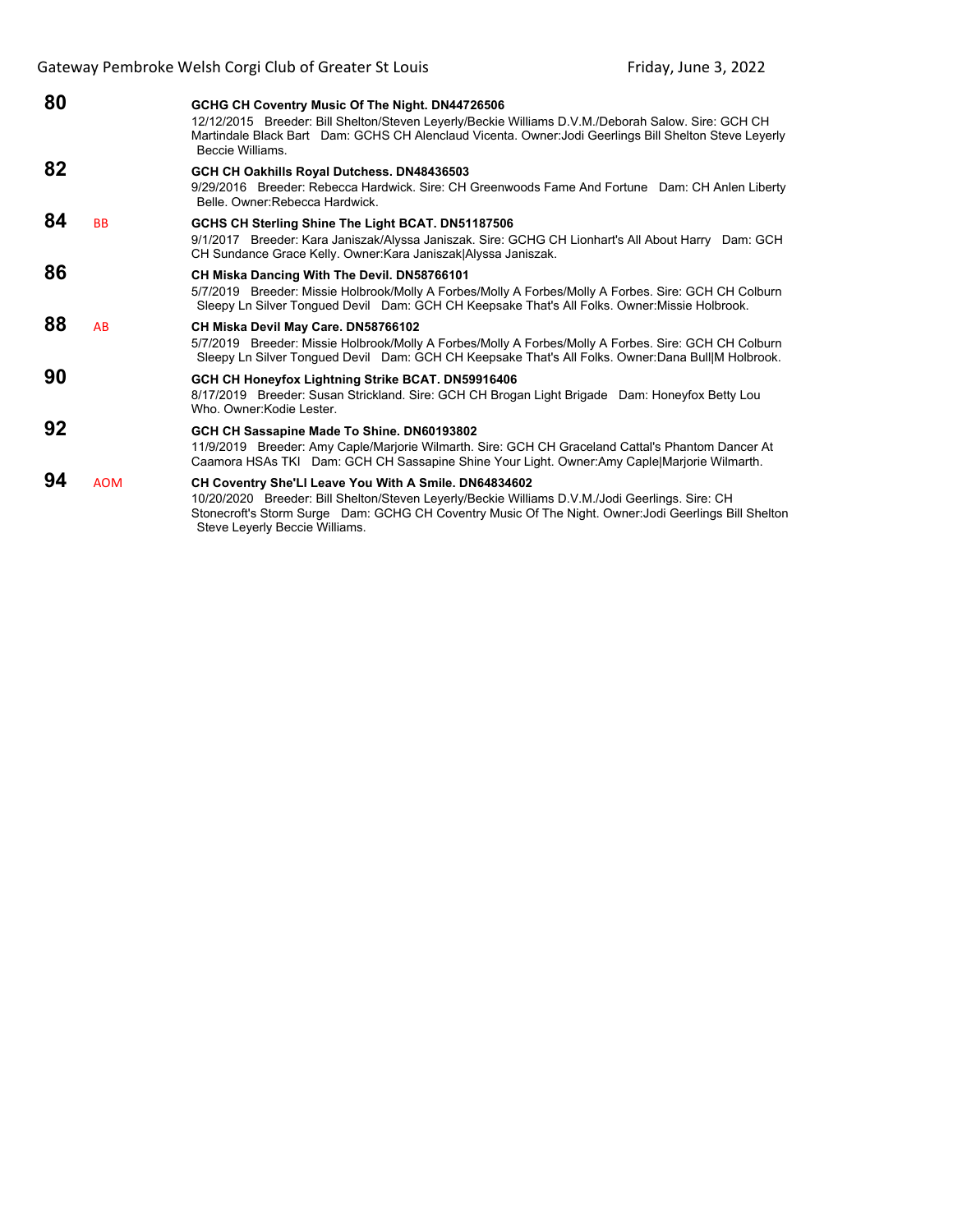**80**

**GCHG CH Coventry Music Of The Night. DN44726506**
12/12/2015 Breeder: Bill Shelton/Steven Leyerly/Beckie Williams D.V.M./Deborah Salow. Sire: GCH CH Martindale Black Bart Dam: GCHS CH Alenclaud Vicenta. Owner:Jodi Geerlings Bill Shelton Steve Leyerly Beccie Williams.

**82**

**GCH CH Oakhills Royal Dutchess. DN48436503**
9/29/2016 Breeder: Rebecca Hardwick. Sire: CH Greenwoods Fame And Fortune Dam: CH Anlen Liberty Belle. Owner:Rebecca Hardwick.

**84** BB

**GCHS CH Sterling Shine The Light BCAT. DN51187506**
9/1/2017 Breeder: Kara Janiszak/Alyssa Janiszak. Sire: GCHG CH Lionhart's All About Harry Dam: GCH CH Sundance Grace Kelly. Owner:Kara Janiszak|Alyssa Janiszak.

**86**

**CH Miska Dancing With The Devil. DN58766101**
5/7/2019 Breeder: Missie Holbrook/Molly A Forbes/Molly A Forbes/Molly A Forbes. Sire: GCH CH Colburn Sleepy Ln Silver Tongued Devil Dam: GCH CH Keepsake That's All Folks. Owner:Missie Holbrook.

**88** AB

**CH Miska Devil May Care. DN58766102**
5/7/2019 Breeder: Missie Holbrook/Molly A Forbes/Molly A Forbes/Molly A Forbes. Sire: GCH CH Colburn Sleepy Ln Silver Tongued Devil Dam: GCH CH Keepsake That's All Folks. Owner:Dana Bull|M Holbrook.

**90**

**GCH CH Honeyfox Lightning Strike BCAT. DN59916406**
8/17/2019 Breeder: Susan Strickland. Sire: GCH CH Brogan Light Brigade Dam: Honeyfox Betty Lou Who. Owner:Kodie Lester.

**92**

**GCH CH Sassapine Made To Shine. DN60193802**
11/9/2019 Breeder: Amy Caple/Marjorie Wilmarth. Sire: GCH CH Graceland Cattal's Phantom Dancer At Caamora HSAs TKI Dam: GCH CH Sassapine Shine Your Light. Owner:Amy Caple|Marjorie Wilmarth.

**94** AOM

**CH Coventry She'Ll Leave You With A Smile. DN64834602**
10/20/2020 Breeder: Bill Shelton/Steven Leyerly/Beckie Williams D.V.M./Jodi Geerlings. Sire: CH Stonecroft's Storm Surge Dam: GCHG CH Coventry Music Of The Night. Owner:Jodi Geerlings Bill Shelton Steve Leyerly Beccie Williams.